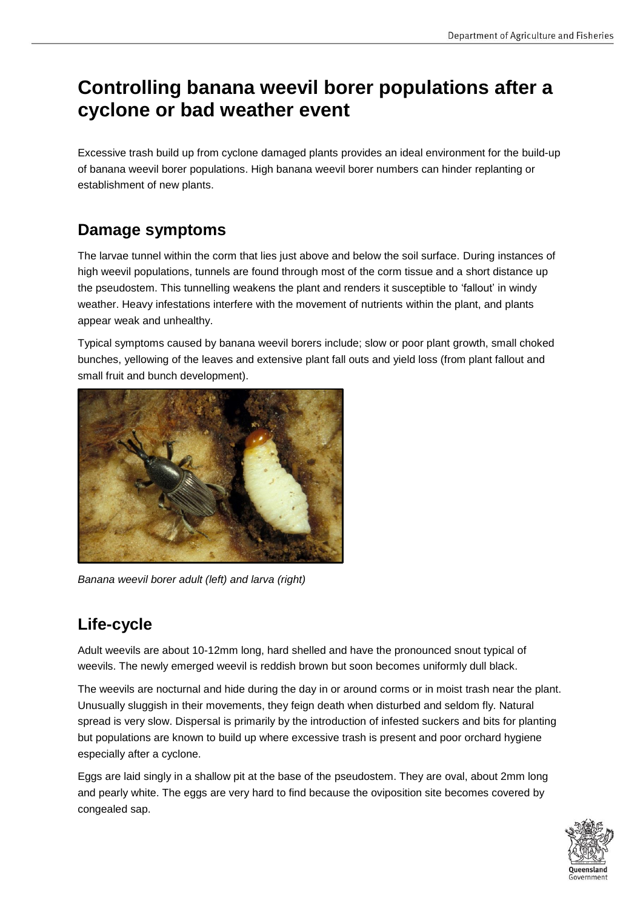# Controlling banana weevil borer populations after a cyclone or bad weather event

Excessive trash build up from cyclone damaged plants provides an ideal environment for the build-up of banana weevil borer populations. High banana weevil borer numbers can hinder replanting or establishment of new plants.

## Damage symptoms

The larvae tunnel within the corm that lies just above and below the soil surface. During instances of high weevil populations, tunnels are found through most of the corm tissue and a short distance up the pseudostem. This tunnelling weakens the plant and renders it susceptible to 'fallout' in windy weather. Heavy infestations interfere with the movement of nutrients within the plant, and plants appear weak and unhealthy.

Typical symptoms caused by banana weevil borers include; slow or poor plant growth, small choked bunches, yellowing of the leaves and extensive plant fall outs and yield loss (from plant fallout and small fruit and bunch development).

*Banana weevil borer adult (left) and larva (right)*

## Life-cycle

Adult weevils are about 10-12mm long, hard shelled and have the pronounced snout typical of weevils. The newly emerged weevil is reddish brown but soon becomes uniformly dull black.

The weevils are nocturnal and hide during the day in or around corms or in moist trash near the plant. Unusually sluggish in their movements, they feign death when disturbed and seldom fly. Natural spread is very slow. Dispersal is primarily by the introduction of infested suckers and bits for planting but populations are known to build up where excessive trash is present and poor orchard hygiene especially after a cyclone.

Eggs are laid singly in a shallow pit at the base of the pseudostem. They are oval, about 2mm long and pearly white. The eggs are very hard to find because the oviposition site becomes covered by congealed sap.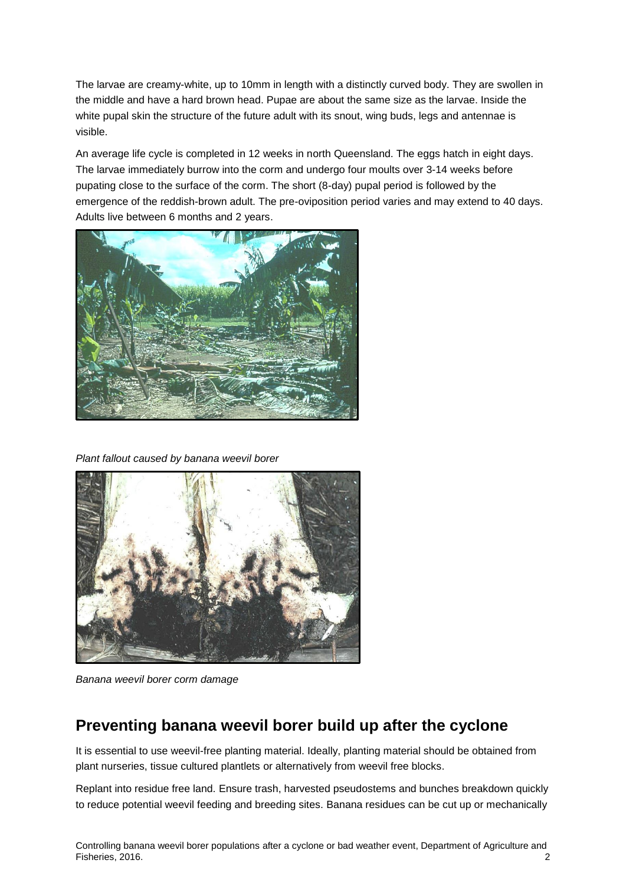The larvae are creamy-white, up to 10mm in length with a distinctly curved body. They are swollen in the middle and have a hard brown head. Pupae are about the same size as the larvae. Inside the white pupal skin the structure of the future adult with its snout, wing buds, legs and antennae is visible.

An average life cycle is completed in 12 weeks in north Queensland. The eggs hatch in eight days. The larvae immediately burrow into the corm and undergo four moults over 3-14 weeks before pupating close to the surface of the corm. The short (8-day) pupal period is followed by the emergence of the reddish-brown adult. The pre-oviposition period varies and may extend to 40 days. Adults live between 6 months and 2 years.

*Plant fallout caused by banana weevil borer*

*Banana weevil borer corm damage*

## Preventing banana weevil borer build up after the cyclone

It is essential to use weevil-free planting material. Ideally, planting material should be obtained from plant nurseries, tissue cultured plantlets or alternatively from weevil free blocks.

Replant into residue free land. Ensure trash, harvested pseudostems and bunches breakdown quickly to reduce potential weevil feeding and breeding sites. Banana residues can be cut up or mechanically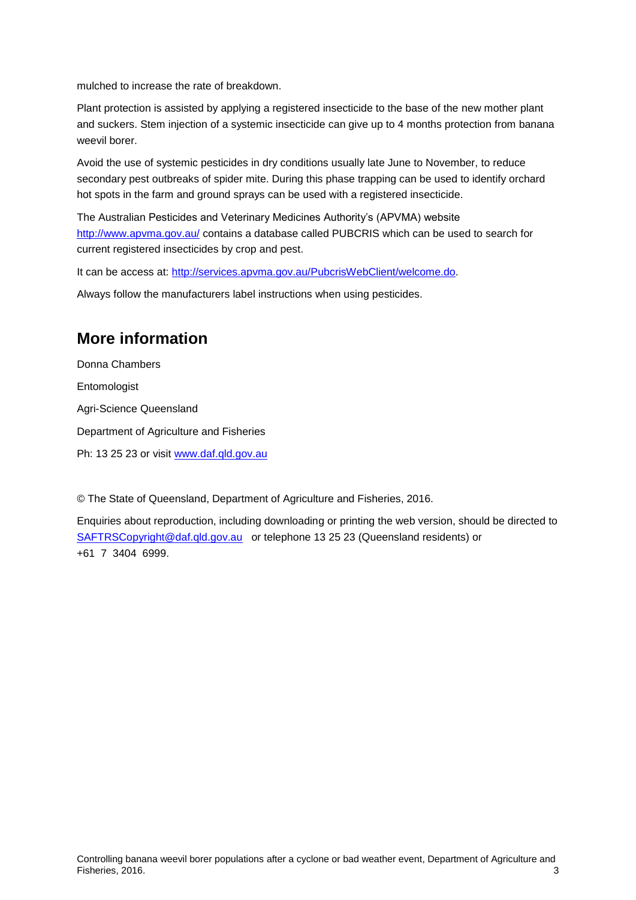mulched to increase the rate of breakdown.

Plant protection is assisted by applying a registered insecticide to the base of the new mother plant and suckers. Stem injection of a systemic insecticide can give up to 4 months protection from banana weevil borer.

Avoid the use of systemic pesticides in dry conditions usually late June to November, to reduce secondary pest outbreaks of spider mite. During this phase trapping can be used to identify orchard hot spots in the farm and ground sprays can be used with a registered insecticide.

The Australian Pesticides and Veterinary Medicines Authority's (APVMA) website http://www.apvma.gov.au/ contains a database called PUBCRIS which can be used to search for current registered insecticides by crop and pest.

It can be access at: http://services.apvma.gov.au/PubcrisWebClient/welcome.do.

Always follow the manufacturers label instructions when using pesticides.

## More information

Donna Chambers

Entomologist

Agri-Science Queensland

Department of Agriculture and Fisheries

Ph: 13 25 23 or visit www.daf.qld.gov.au

© The State of Queensland, Department of Agriculture and Fisheries, 2016.

Enquiries about reproduction, including downloading or printing the web version, should be directed to SAFTRSCopyright@daf.qld.gov.au or telephone 13 25 23 (Queensland residents) or +61 7 3404 6999.